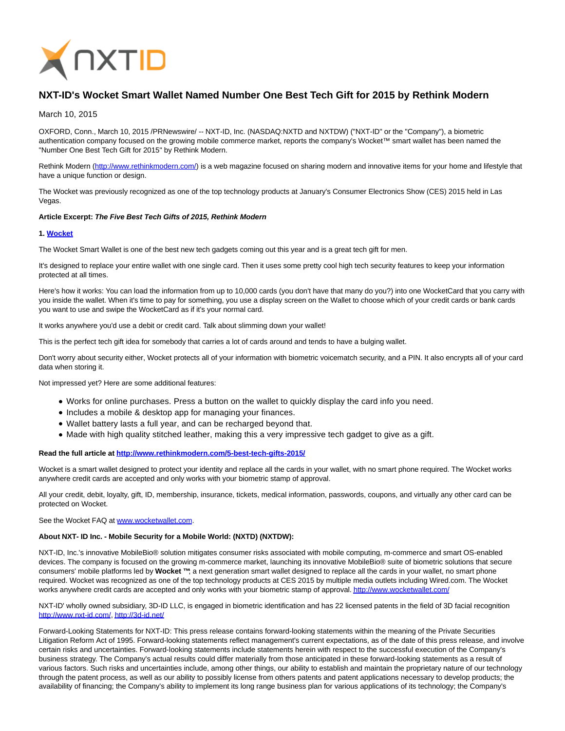# NXT-ID's Wocket Smart Wallet Named Number One Best Tech Gift for 2015 by Rethink Modern

March 10, 2015

OXFORD, Conn., March 10, 2015 /PRNewswire/ -- NXT-ID, Inc. (NASDAQ:NXTD and NXTDW) ("NXT-ID" or the "Company"), a biometric authentication company focused on the growing mobile commerce market, reports the company's Wocket™ smart wallet has been named the "Number One Best Tech Gift for 2015" by Rethink Modern.

Rethink Modern (http://www.rethinkmodern.com/) is a web magazine focused on sharing modern and innovative items for your home and lifestyle that have a unique function or design.

The Wocket was previously recognized as one of the top technology products at January's Consumer Electronics Show (CES) 2015 held in Las Vegas.

**Article Excerpt: *The Five Best Tech Gifts of 2015, Rethink Modern***

**1. Wocket**

The Wocket Smart Wallet is one of the best new tech gadgets coming out this year and is a great tech gift for men.

It's designed to replace your entire wallet with one single card. Then it uses some pretty cool high tech security features to keep your information protected at all times.

Here's how it works: You can load the information from up to 10,000 cards (you don't have that many do you?) into one WocketCard that you carry with you inside the wallet. When it's time to pay for something, you use a display screen on the Wallet to choose which of your credit cards or bank cards you want to use and swipe the WocketCard as if it's your normal card.

It works anywhere you'd use a debit or credit card. Talk about slimming down your wallet!

This is the perfect tech gift idea for somebody that carries a lot of cards around and tends to have a bulging wallet.

Don't worry about security either, Wocket protects all of your information with biometric voicematch security, and a PIN. It also encrypts all of your card data when storing it.

Not impressed yet? Here are some additional features:

- Works for online purchases. Press a button on the wallet to quickly display the card info you need.
- Includes a mobile & desktop app for managing your finances.
- Wallet battery lasts a full year, and can be recharged beyond that.
- Made with high quality stitched leather, making this a very impressive tech gadget to give as a gift.

**Read the full article at http://www.rethinkmodern.com/5-best-tech-gifts-2015/**

Wocket is a smart wallet designed to protect your identity and replace all the cards in your wallet, with no smart phone required. The Wocket works anywhere credit cards are accepted and only works with your biometric stamp of approval.

All your credit, debit, loyalty, gift, ID, membership, insurance, tickets, medical information, passwords, coupons, and virtually any other card can be protected on Wocket.

See the Wocket FAQ at www.wocketwallet.com.

**About NXT- ID Inc. - Mobile Security for a Mobile World: (NXTD) (NXTDW):**

NXT-ID, Inc.'s innovative MobileBio® solution mitigates consumer risks associated with mobile computing, m-commerce and smart OS-enabled devices. The company is focused on the growing m-commerce market, launching its innovative MobileBio® suite of biometric solutions that secure consumers' mobile platforms led by **Wocket ™**; a next generation smart wallet designed to replace all the cards in your wallet, no smart phone required. Wocket was recognized as one of the top technology products at CES 2015 by multiple media outlets including Wired.com. The Wocket works anywhere credit cards are accepted and only works with your biometric stamp of approval. http://www.wocketwallet.com/

NXT-ID' wholly owned subsidiary, 3D-ID LLC, is engaged in biometric identification and has 22 licensed patents in the field of 3D facial recognition http://www.nxt-id.com/, http://3d-id.net/

Forward-Looking Statements for NXT-ID: This press release contains forward-looking statements within the meaning of the Private Securities Litigation Reform Act of 1995. Forward-looking statements reflect management's current expectations, as of the date of this press release, and involve certain risks and uncertainties. Forward-looking statements include statements herein with respect to the successful execution of the Company's business strategy. The Company's actual results could differ materially from those anticipated in these forward-looking statements as a result of various factors. Such risks and uncertainties include, among other things, our ability to establish and maintain the proprietary nature of our technology through the patent process, as well as our ability to possibly license from others patents and patent applications necessary to develop products; the availability of financing; the Company's ability to implement its long range business plan for various applications of its technology; the Company's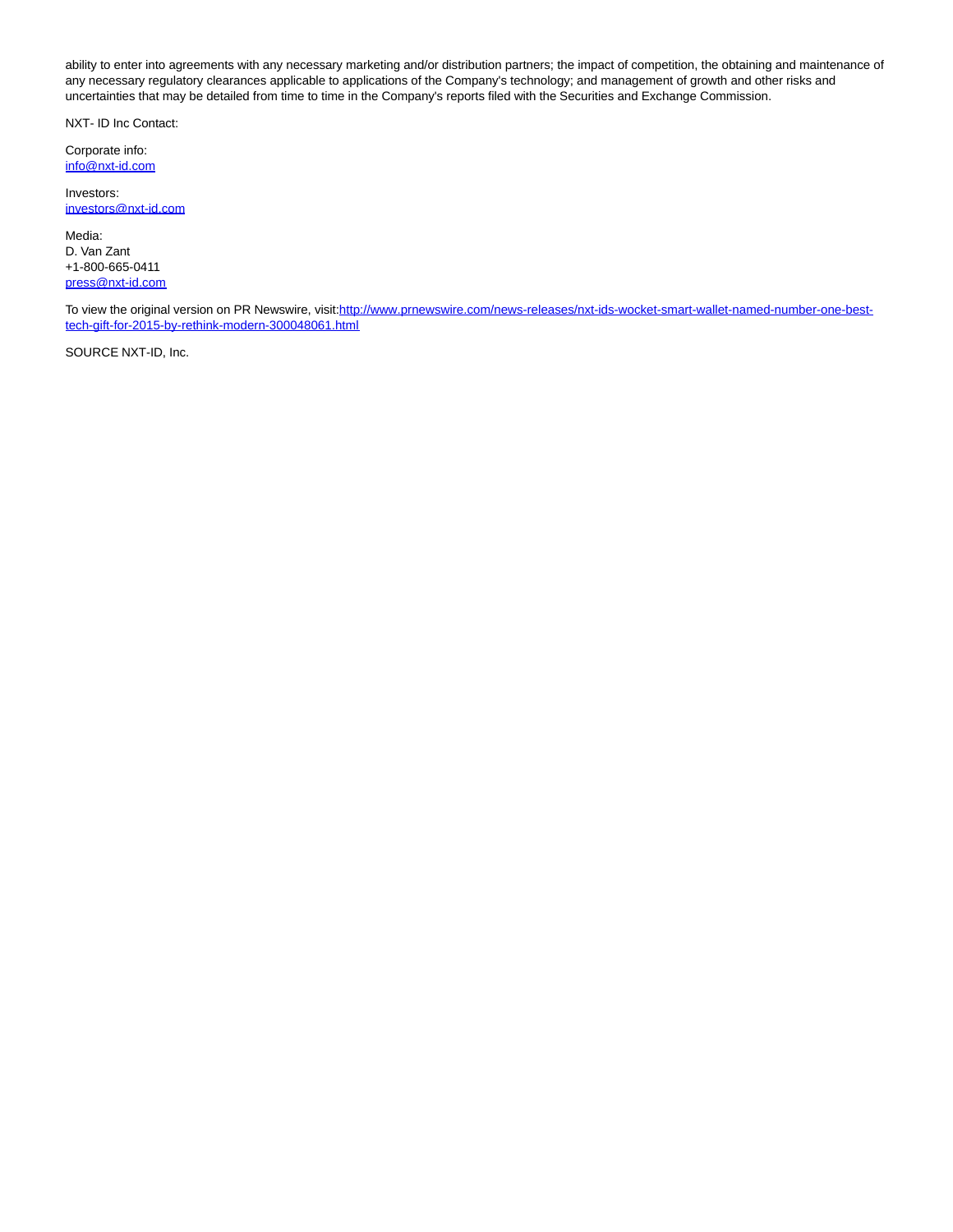ability to enter into agreements with any necessary marketing and/or distribution partners; the impact of competition, the obtaining and maintenance of any necessary regulatory clearances applicable to applications of the Company's technology; and management of growth and other risks and uncertainties that may be detailed from time to time in the Company's reports filed with the Securities and Exchange Commission.

NXT- ID Inc Contact:

Corporate info:
info@nxt-id.com

Investors:
investors@nxt-id.com

Media:
D. Van Zant
+1-800-665-0411
press@nxt-id.com

To view the original version on PR Newswire, visit:http://www.prnewswire.com/news-releases/nxt-ids-wocket-smart-wallet-named-number-one-best-tech-gift-for-2015-by-rethink-modern-300048061.html

SOURCE NXT-ID, Inc.